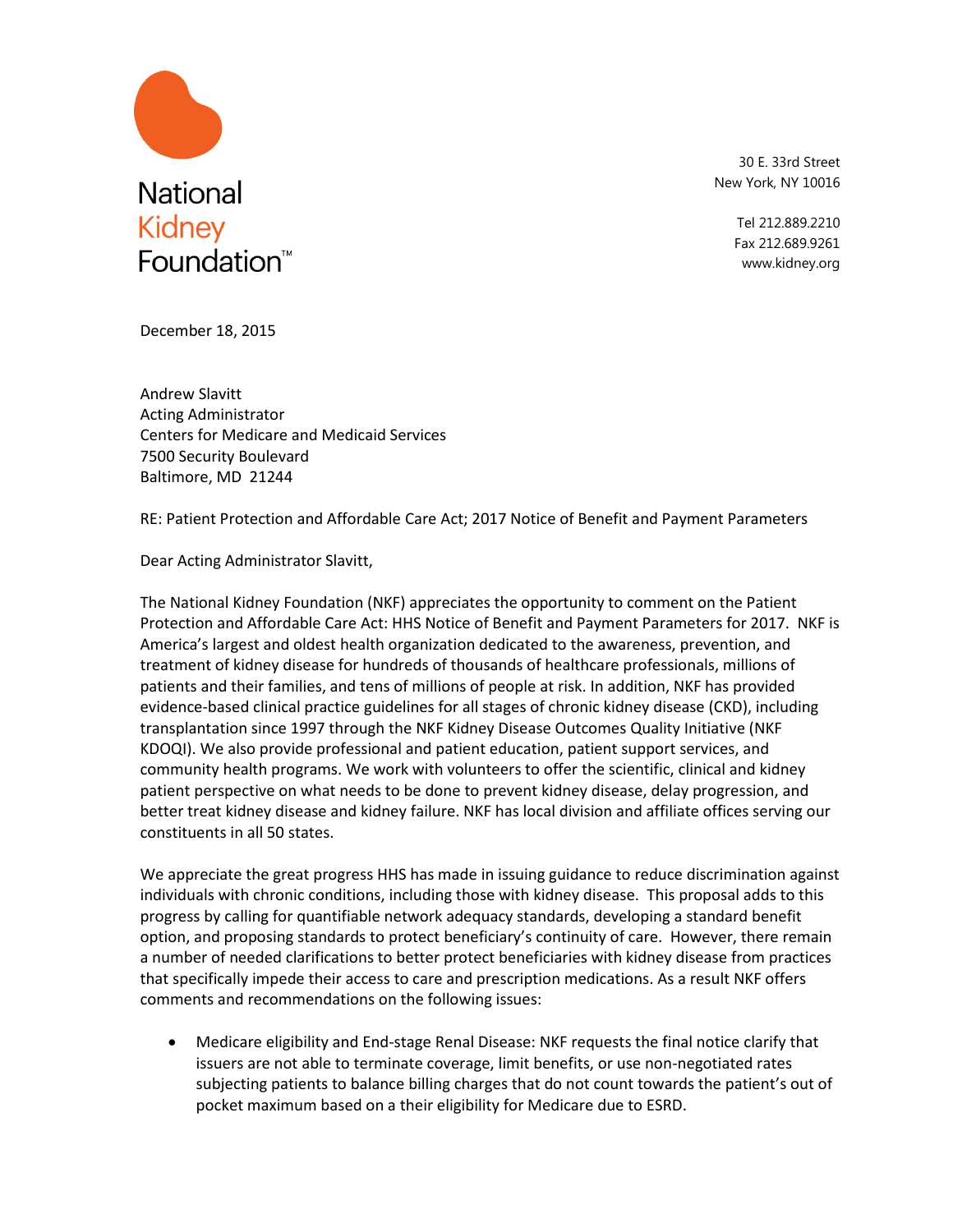National Kidney Foundation™

30 E. 33rd Street
New York, NY 10016

Tel 212.889.2210
Fax 212.689.9261
www.kidney.org

December 18, 2015

Andrew Slavitt
Acting Administrator
Centers for Medicare and Medicaid Services
7500 Security Boulevard
Baltimore, MD 21244

RE: Patient Protection and Affordable Care Act; 2017 Notice of Benefit and Payment Parameters

Dear Acting Administrator Slavitt,

The National Kidney Foundation (NKF) appreciates the opportunity to comment on the Patient Protection and Affordable Care Act: HHS Notice of Benefit and Payment Parameters for 2017. NKF is America's largest and oldest health organization dedicated to the awareness, prevention, and treatment of kidney disease for hundreds of thousands of healthcare professionals, millions of patients and their families, and tens of millions of people at risk. In addition, NKF has provided evidence-based clinical practice guidelines for all stages of chronic kidney disease (CKD), including transplantation since 1997 through the NKF Kidney Disease Outcomes Quality Initiative (NKF KDOQI). We also provide professional and patient education, patient support services, and community health programs. We work with volunteers to offer the scientific, clinical and kidney patient perspective on what needs to be done to prevent kidney disease, delay progression, and better treat kidney disease and kidney failure. NKF has local division and affiliate offices serving our constituents in all 50 states.

We appreciate the great progress HHS has made in issuing guidance to reduce discrimination against individuals with chronic conditions, including those with kidney disease. This proposal adds to this progress by calling for quantifiable network adequacy standards, developing a standard benefit option, and proposing standards to protect beneficiary's continuity of care. However, there remain a number of needed clarifications to better protect beneficiaries with kidney disease from practices that specifically impede their access to care and prescription medications. As a result NKF offers comments and recommendations on the following issues:

- Medicare eligibility and End-stage Renal Disease: NKF requests the final notice clarify that issuers are not able to terminate coverage, limit benefits, or use non-negotiated rates subjecting patients to balance billing charges that do not count towards the patient's out of pocket maximum based on a their eligibility for Medicare due to ESRD.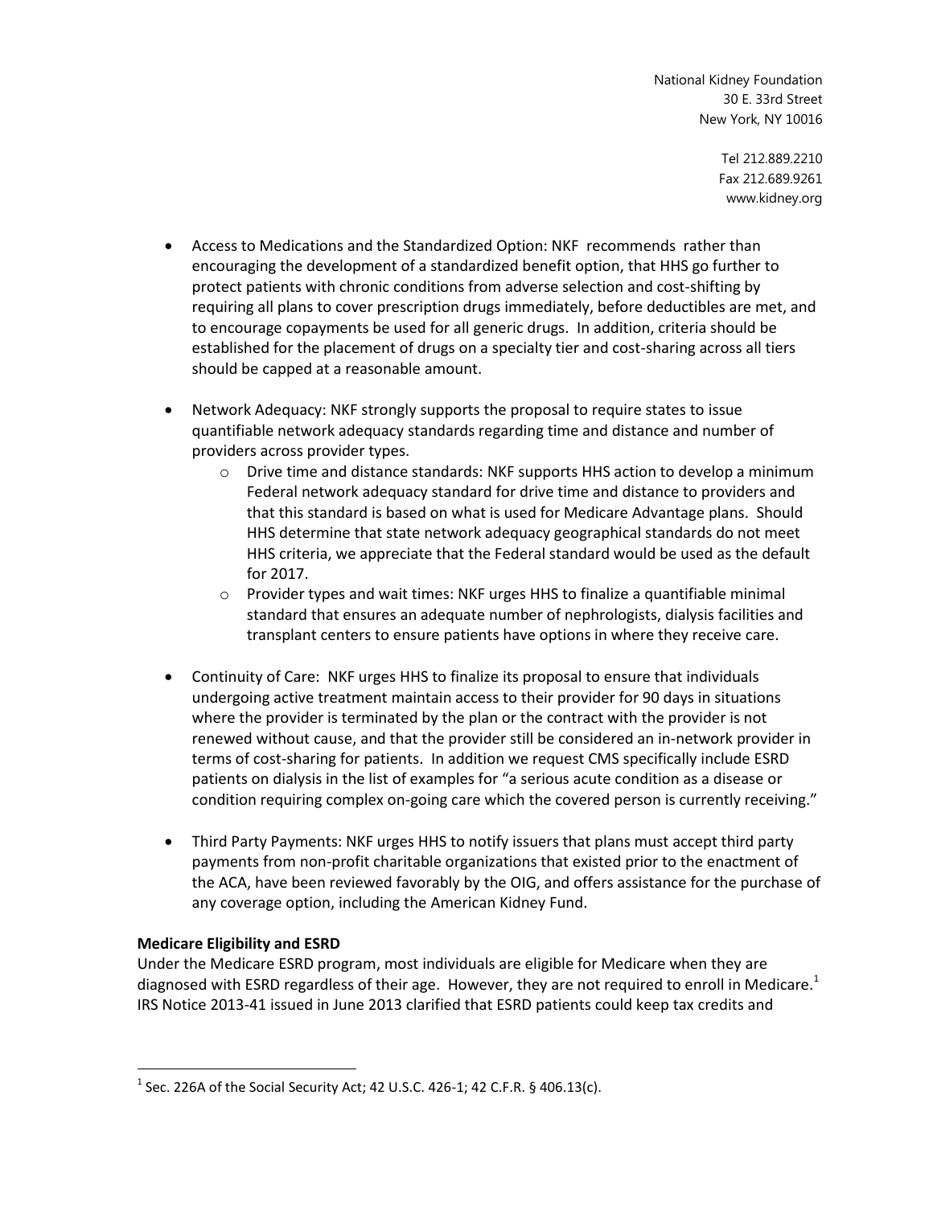National Kidney Foundation
30 E. 33rd Street
New York, NY 10016

Tel 212.889.2210
Fax 212.689.9261
www.kidney.org

- Access to Medications and the Standardized Option: NKF recommends rather than encouraging the development of a standardized benefit option, that HHS go further to protect patients with chronic conditions from adverse selection and cost-shifting by requiring all plans to cover prescription drugs immediately, before deductibles are met, and to encourage copayments be used for all generic drugs. In addition, criteria should be established for the placement of drugs on a specialty tier and cost-sharing across all tiers should be capped at a reasonable amount.

- Network Adequacy: NKF strongly supports the proposal to require states to issue quantifiable network adequacy standards regarding time and distance and number of providers across provider types.
    - Drive time and distance standards: NKF supports HHS action to develop a minimum Federal network adequacy standard for drive time and distance to providers and that this standard is based on what is used for Medicare Advantage plans. Should HHS determine that state network adequacy geographical standards do not meet HHS criteria, we appreciate that the Federal standard would be used as the default for 2017.
    - Provider types and wait times: NKF urges HHS to finalize a quantifiable minimal standard that ensures an adequate number of nephrologists, dialysis facilities and transplant centers to ensure patients have options in where they receive care.

- Continuity of Care: NKF urges HHS to finalize its proposal to ensure that individuals undergoing active treatment maintain access to their provider for 90 days in situations where the provider is terminated by the plan or the contract with the provider is not renewed without cause, and that the provider still be considered an in-network provider in terms of cost-sharing for patients. In addition we request CMS specifically include ESRD patients on dialysis in the list of examples for "a serious acute condition as a disease or condition requiring complex on-going care which the covered person is currently receiving."

- Third Party Payments: NKF urges HHS to notify issuers that plans must accept third party payments from non-profit charitable organizations that existed prior to the enactment of the ACA, have been reviewed favorably by the OIG, and offers assistance for the purchase of any coverage option, including the American Kidney Fund.

**Medicare Eligibility and ESRD**

Under the Medicare ESRD program, most individuals are eligible for Medicare when they are diagnosed with ESRD regardless of their age. However, they are not required to enroll in Medicare.[1] IRS Notice 2013-41 issued in June 2013 clarified that ESRD patients could keep tax credits and

[1] Sec. 226A of the Social Security Act; 42 U.S.C. 426-1; 42 C.F.R. § 406.13(c).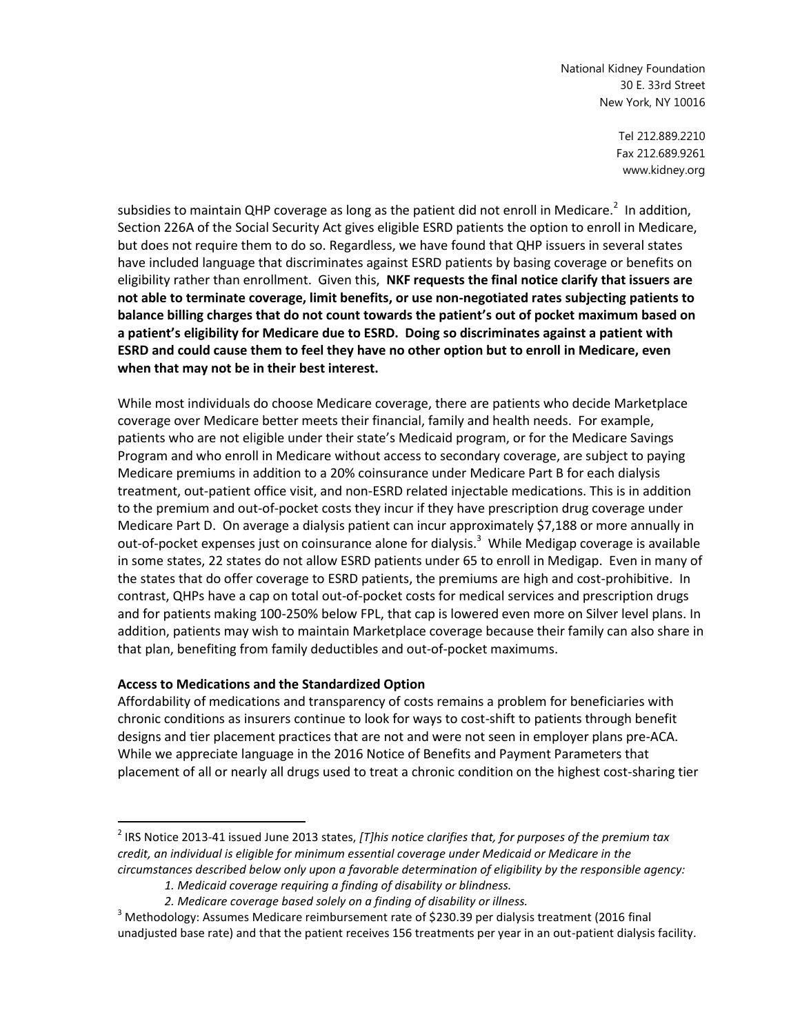subsidies to maintain QHP coverage as long as the patient did not enroll in Medicare.[2] In addition, Section 226A of the Social Security Act gives eligible ESRD patients the option to enroll in Medicare, but does not require them to do so. Regardless, we have found that QHP issuers in several states have included language that discriminates against ESRD patients by basing coverage or benefits on eligibility rather than enrollment. Given this, **NKF requests the final notice clarify that issuers are not able to terminate coverage, limit benefits, or use non-negotiated rates subjecting patients to balance billing charges that do not count towards the patient's out of pocket maximum based on a patient's eligibility for Medicare due to ESRD. Doing so discriminates against a patient with ESRD and could cause them to feel they have no other option but to enroll in Medicare, even when that may not be in their best interest.**

While most individuals do choose Medicare coverage, there are patients who decide Marketplace coverage over Medicare better meets their financial, family and health needs. For example, patients who are not eligible under their state's Medicaid program, or for the Medicare Savings Program and who enroll in Medicare without access to secondary coverage, are subject to paying Medicare premiums in addition to a 20% coinsurance under Medicare Part B for each dialysis treatment, out-patient office visit, and non-ESRD related injectable medications. This is in addition to the premium and out-of-pocket costs they incur if they have prescription drug coverage under Medicare Part D. On average a dialysis patient can incur approximately $7,188 or more annually in out-of-pocket expenses just on coinsurance alone for dialysis.[3] While Medigap coverage is available in some states, 22 states do not allow ESRD patients under 65 to enroll in Medigap. Even in many of the states that do offer coverage to ESRD patients, the premiums are high and cost-prohibitive. In contrast, QHPs have a cap on total out-of-pocket costs for medical services and prescription drugs and for patients making 100-250% below FPL, that cap is lowered even more on Silver level plans. In addition, patients may wish to maintain Marketplace coverage because their family can also share in that plan, benefiting from family deductibles and out-of-pocket maximums.

**Access to Medications and the Standardized Option**

Affordability of medications and transparency of costs remains a problem for beneficiaries with chronic conditions as insurers continue to look for ways to cost-shift to patients through benefit designs and tier placement practices that are not and were not seen in employer plans pre-ACA. While we appreciate language in the 2016 Notice of Benefits and Payment Parameters that placement of all or nearly all drugs used to treat a chronic condition on the highest cost-sharing tier

---

[2] IRS Notice 2013-41 issued June 2013 states, *[T]his notice clarifies that, for purposes of the premium tax credit, an individual is eligible for minimum essential coverage under Medicaid or Medicare in the circumstances described below only upon a favorable determination of eligibility by the responsible agency:*

1. *Medicaid coverage requiring a finding of disability or blindness.*
2. *Medicare coverage based solely on a finding of disability or illness.*

[3] Methodology: Assumes Medicare reimbursement rate of $230.39 per dialysis treatment (2016 final unadjusted base rate) and that the patient receives 156 treatments per year in an out-patient dialysis facility.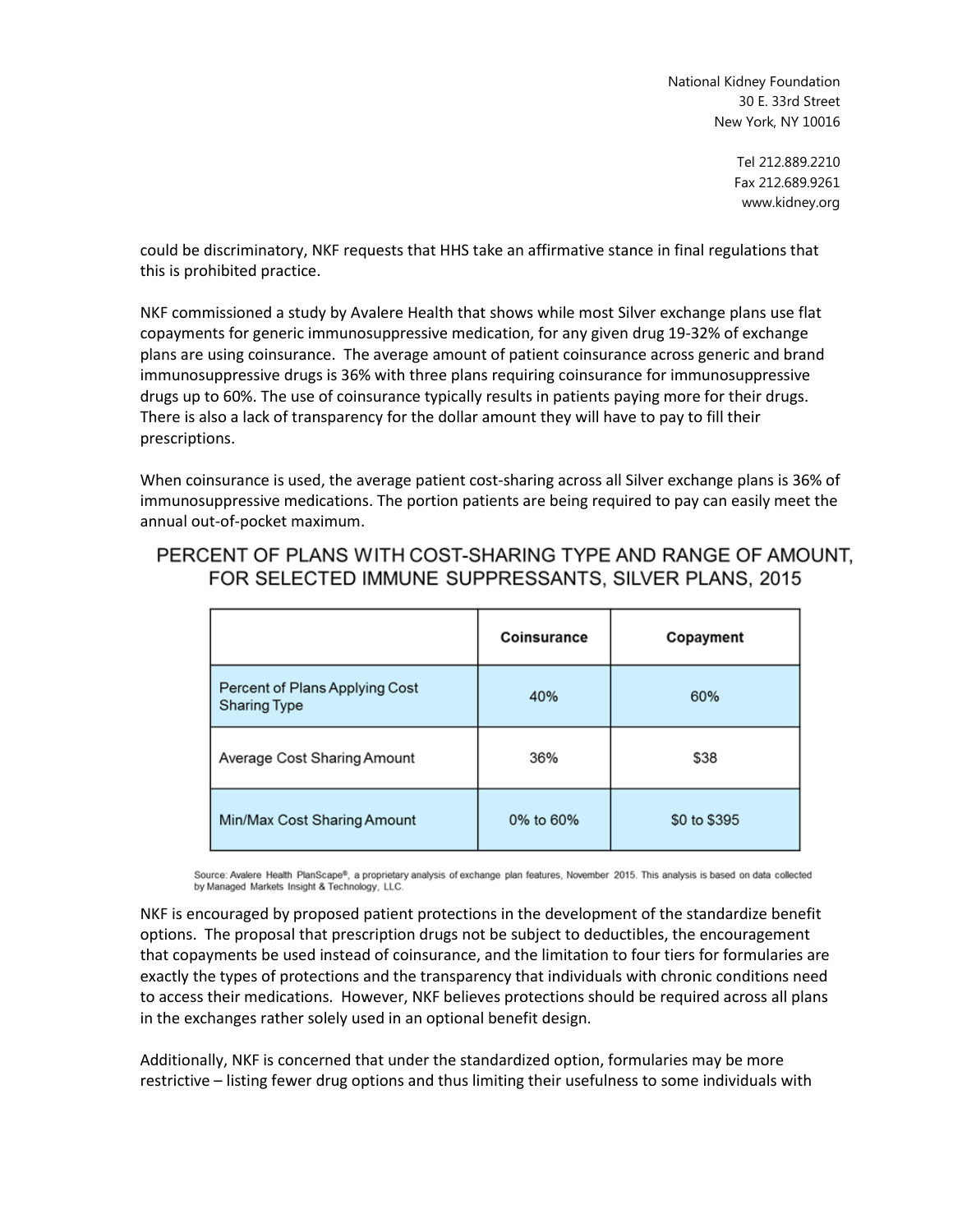could be discriminatory, NKF requests that HHS take an affirmative stance in final regulations that this is prohibited practice.

NKF commissioned a study by Avalere Health that shows while most Silver exchange plans use flat copayments for generic immunosuppressive medication, for any given drug 19-32% of exchange plans are using coinsurance. The average amount of patient coinsurance across generic and brand immunosuppressive drugs is 36% with three plans requiring coinsurance for immunosuppressive drugs up to 60%. The use of coinsurance typically results in patients paying more for their drugs. There is also a lack of transparency for the dollar amount they will have to pay to fill their prescriptions.

When coinsurance is used, the average patient cost-sharing across all Silver exchange plans is 36% of immunosuppressive medications. The portion patients are being required to pay can easily meet the annual out-of-pocket maximum.

**PERCENT OF PLANS WITH COST-SHARING TYPE AND RANGE OF AMOUNT, FOR SELECTED IMMUNE SUPPRESSANTS, SILVER PLANS, 2015**

| | Coinsurance | Copayment |
|---|---|---|
| Percent of Plans Applying Cost Sharing Type | 40% | 60% |
| Average Cost Sharing Amount | 36% | $38 |
| Min/Max Cost Sharing Amount | 0% to 60% | $0 to $395 |

Source: Avalere Health PlanScape®, a proprietary analysis of exchange plan features, November 2015. This analysis is based on data collected by Managed Markets Insight & Technology, LLC.

NKF is encouraged by proposed patient protections in the development of the standardize benefit options. The proposal that prescription drugs not be subject to deductibles, the encouragement that copayments be used instead of coinsurance, and the limitation to four tiers for formularies are exactly the types of protections and the transparency that individuals with chronic conditions need to access their medications. However, NKF believes protections should be required across all plans in the exchanges rather solely used in an optional benefit design.

Additionally, NKF is concerned that under the standardized option, formularies may be more restrictive – listing fewer drug options and thus limiting their usefulness to some individuals with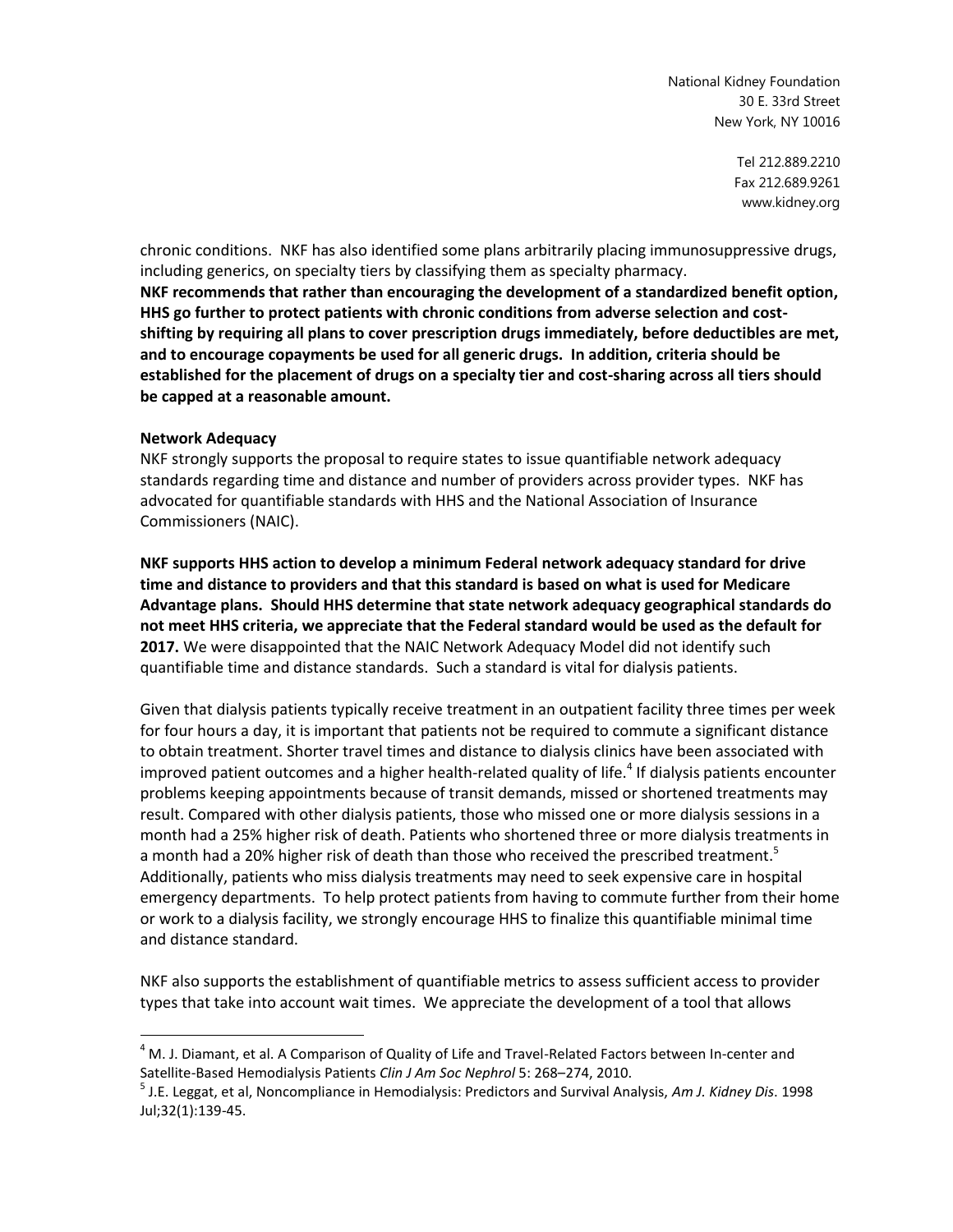chronic conditions. NKF has also identified some plans arbitrarily placing immunosuppressive drugs, including generics, on specialty tiers by classifying them as specialty pharmacy.

**NKF recommends that rather than encouraging the development of a standardized benefit option, HHS go further to protect patients with chronic conditions from adverse selection and cost-shifting by requiring all plans to cover prescription drugs immediately, before deductibles are met, and to encourage copayments be used for all generic drugs. In addition, criteria should be established for the placement of drugs on a specialty tier and cost-sharing across all tiers should be capped at a reasonable amount.**

**Network Adequacy**

NKF strongly supports the proposal to require states to issue quantifiable network adequacy standards regarding time and distance and number of providers across provider types. NKF has advocated for quantifiable standards with HHS and the National Association of Insurance Commissioners (NAIC).

**NKF supports HHS action to develop a minimum Federal network adequacy standard for drive time and distance to providers and that this standard is based on what is used for Medicare Advantage plans. Should HHS determine that state network adequacy geographical standards do not meet HHS criteria, we appreciate that the Federal standard would be used as the default for 2017.** We were disappointed that the NAIC Network Adequacy Model did not identify such quantifiable time and distance standards. Such a standard is vital for dialysis patients.

Given that dialysis patients typically receive treatment in an outpatient facility three times per week for four hours a day, it is important that patients not be required to commute a significant distance to obtain treatment. Shorter travel times and distance to dialysis clinics have been associated with improved patient outcomes and a higher health-related quality of life.[4] If dialysis patients encounter problems keeping appointments because of transit demands, missed or shortened treatments may result. Compared with other dialysis patients, those who missed one or more dialysis sessions in a month had a 25% higher risk of death. Patients who shortened three or more dialysis treatments in a month had a 20% higher risk of death than those who received the prescribed treatment.[5] Additionally, patients who miss dialysis treatments may need to seek expensive care in hospital emergency departments. To help protect patients from having to commute further from their home or work to a dialysis facility, we strongly encourage HHS to finalize this quantifiable minimal time and distance standard.

NKF also supports the establishment of quantifiable metrics to assess sufficient access to provider types that take into account wait times. We appreciate the development of a tool that allows

---

[4] M. J. Diamant, et al. A Comparison of Quality of Life and Travel-Related Factors between In-center and Satellite-Based Hemodialysis Patients *Clin J Am Soc Nephrol* 5: 268–274, 2010.

[5] J.E. Leggat, et al, Noncompliance in Hemodialysis: Predictors and Survival Analysis, *Am J. Kidney Dis*. 1998 Jul;32(1):139-45.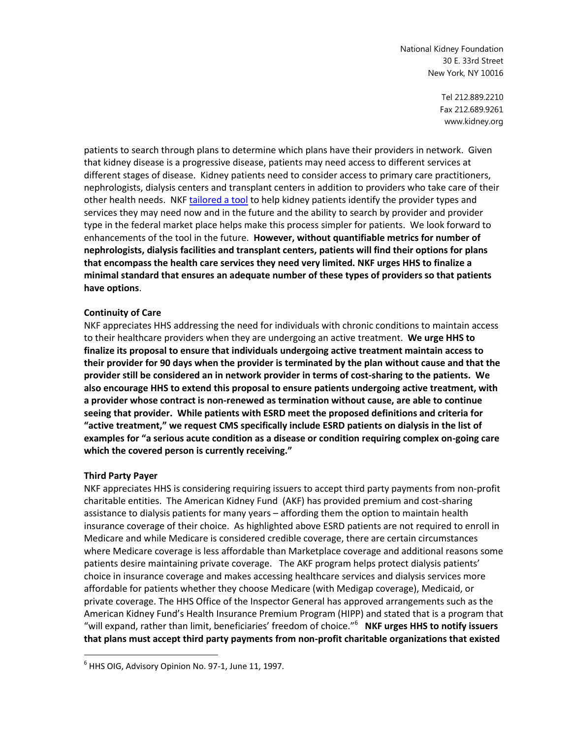patients to search through plans to determine which plans have their providers in network. Given that kidney disease is a progressive disease, patients may need access to different services at different stages of disease. Kidney patients need to consider access to primary care practitioners, nephrologists, dialysis centers and transplant centers in addition to providers who take care of their other health needs. NKF tailored a tool to help kidney patients identify the provider types and services they may need now and in the future and the ability to search by provider and provider type in the federal market place helps make this process simpler for patients. We look forward to enhancements of the tool in the future. **However, without quantifiable metrics for number of nephrologists, dialysis facilities and transplant centers, patients will find their options for plans that encompass the health care services they need very limited. NKF urges HHS to finalize a minimal standard that ensures an adequate number of these types of providers so that patients have options**.

**Continuity of Care**

NKF appreciates HHS addressing the need for individuals with chronic conditions to maintain access to their healthcare providers when they are undergoing an active treatment. **We urge HHS to finalize its proposal to ensure that individuals undergoing active treatment maintain access to their provider for 90 days when the provider is terminated by the plan without cause and that the provider still be considered an in network provider in terms of cost-sharing to the patients. We also encourage HHS to extend this proposal to ensure patients undergoing active treatment, with a provider whose contract is non-renewed as termination without cause, are able to continue seeing that provider. While patients with ESRD meet the proposed definitions and criteria for "active treatment," we request CMS specifically include ESRD patients on dialysis in the list of examples for "a serious acute condition as a disease or condition requiring complex on-going care which the covered person is currently receiving."**

**Third Party Payer**

NKF appreciates HHS is considering requiring issuers to accept third party payments from non-profit charitable entities. The American Kidney Fund (AKF) has provided premium and cost-sharing assistance to dialysis patients for many years – affording them the option to maintain health insurance coverage of their choice. As highlighted above ESRD patients are not required to enroll in Medicare and while Medicare is considered credible coverage, there are certain circumstances where Medicare coverage is less affordable than Marketplace coverage and additional reasons some patients desire maintaining private coverage. The AKF program helps protect dialysis patients' choice in insurance coverage and makes accessing healthcare services and dialysis services more affordable for patients whether they choose Medicare (with Medigap coverage), Medicaid, or private coverage. The HHS Office of the Inspector General has approved arrangements such as the American Kidney Fund's Health Insurance Premium Program (HIPP) and stated that is a program that "will expand, rather than limit, beneficiaries' freedom of choice."[6] **NKF urges HHS to notify issuers that plans must accept third party payments from non-profit charitable organizations that existed**

[6] HHS OIG, Advisory Opinion No. 97-1, June 11, 1997.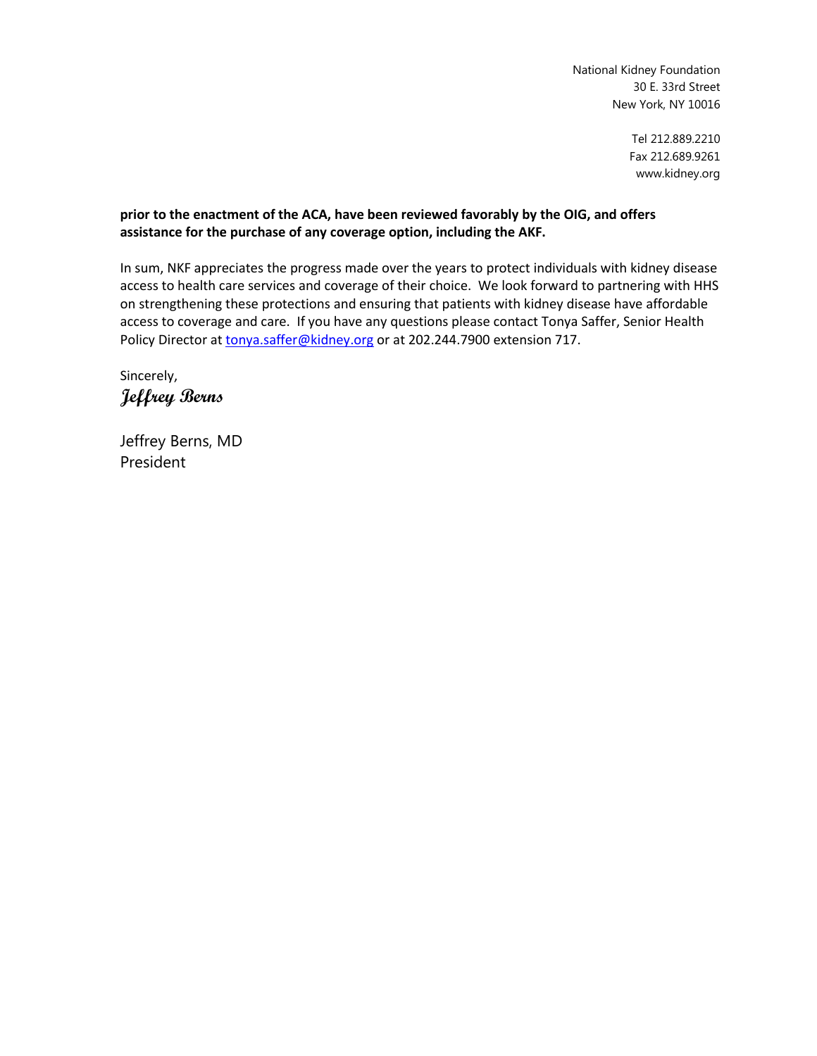National Kidney Foundation
30 E. 33rd Street
New York, NY 10016

Tel 212.889.2210
Fax 212.689.9261
www.kidney.org

**prior to the enactment of the ACA, have been reviewed favorably by the OIG, and offers assistance for the purchase of any coverage option, including the AKF.**

In sum, NKF appreciates the progress made over the years to protect individuals with kidney disease access to health care services and coverage of their choice. We look forward to partnering with HHS on strengthening these protections and ensuring that patients with kidney disease have affordable access to coverage and care. If you have any questions please contact Tonya Saffer, Senior Health Policy Director at tonya.saffer@kidney.org or at 202.244.7900 extension 717.

Sincerely,

*Jeffrey Berns*

Jeffrey Berns, MD
President